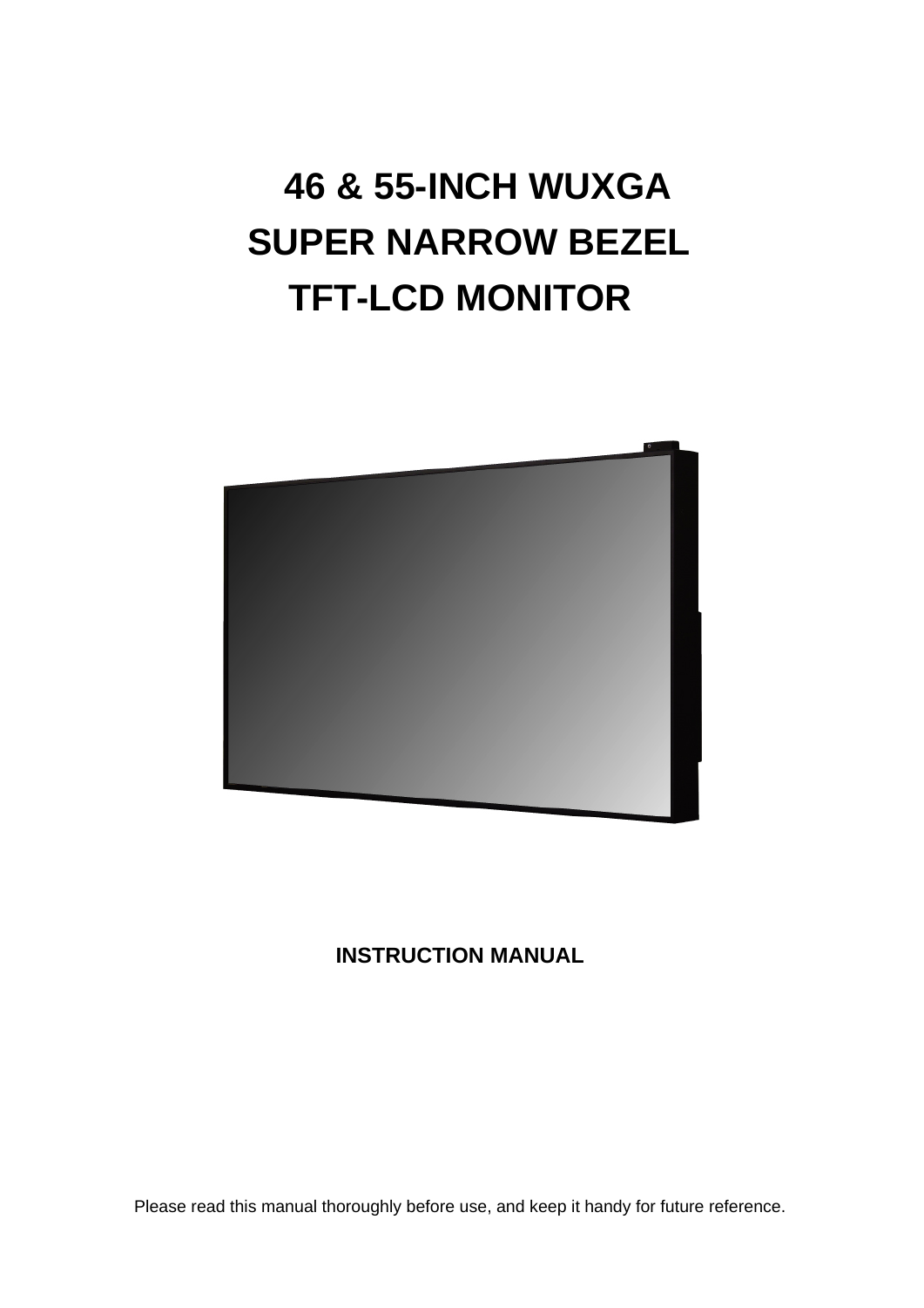# 46 & 55-INCH WUXGA SUPER NARROW BEZEL TFT-LCD MONITOR

**INSTRUCTION MANUAL**

Please read this manual thoroughly before use, and keep it handy for future reference.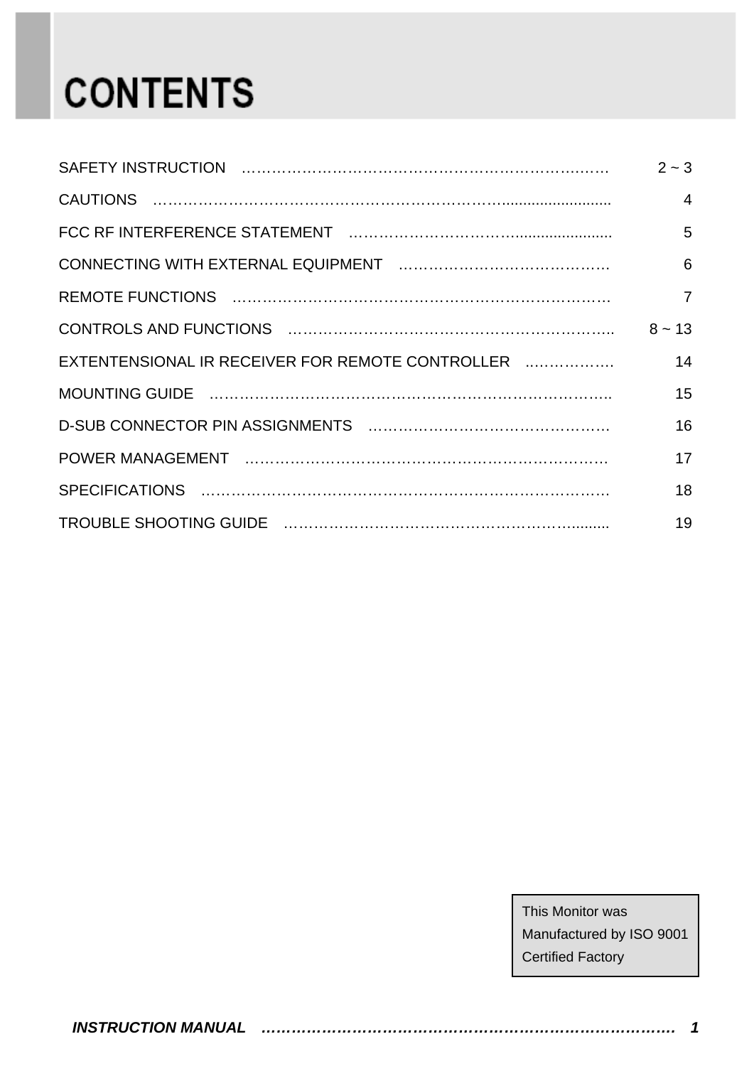# CONTENTS

| | |
|---|---|
| SAFETY INSTRUCTION | 2 ~ 3 |
| CAUTIONS | 4 |
| FCC RF INTERFERENCE STATEMENT | 5 |
| CONNECTING WITH EXTERNAL EQUIPMENT | 6 |
| REMOTE FUNCTIONS | 7 |
| CONTROLS AND FUNCTIONS | 8 ~ 13 |
| EXTENTENSIONAL IR RECEIVER FOR REMOTE CONTROLLER | 14 |
| MOUNTING GUIDE | 15 |
| D-SUB CONNECTOR PIN ASSIGNMENTS | 16 |
| POWER MANAGEMENT | 17 |
| SPECIFICATIONS | 18 |
| TROUBLE SHOOTING GUIDE | 19 |

This Monitor was Manufactured by ISO 9001 Certified Factory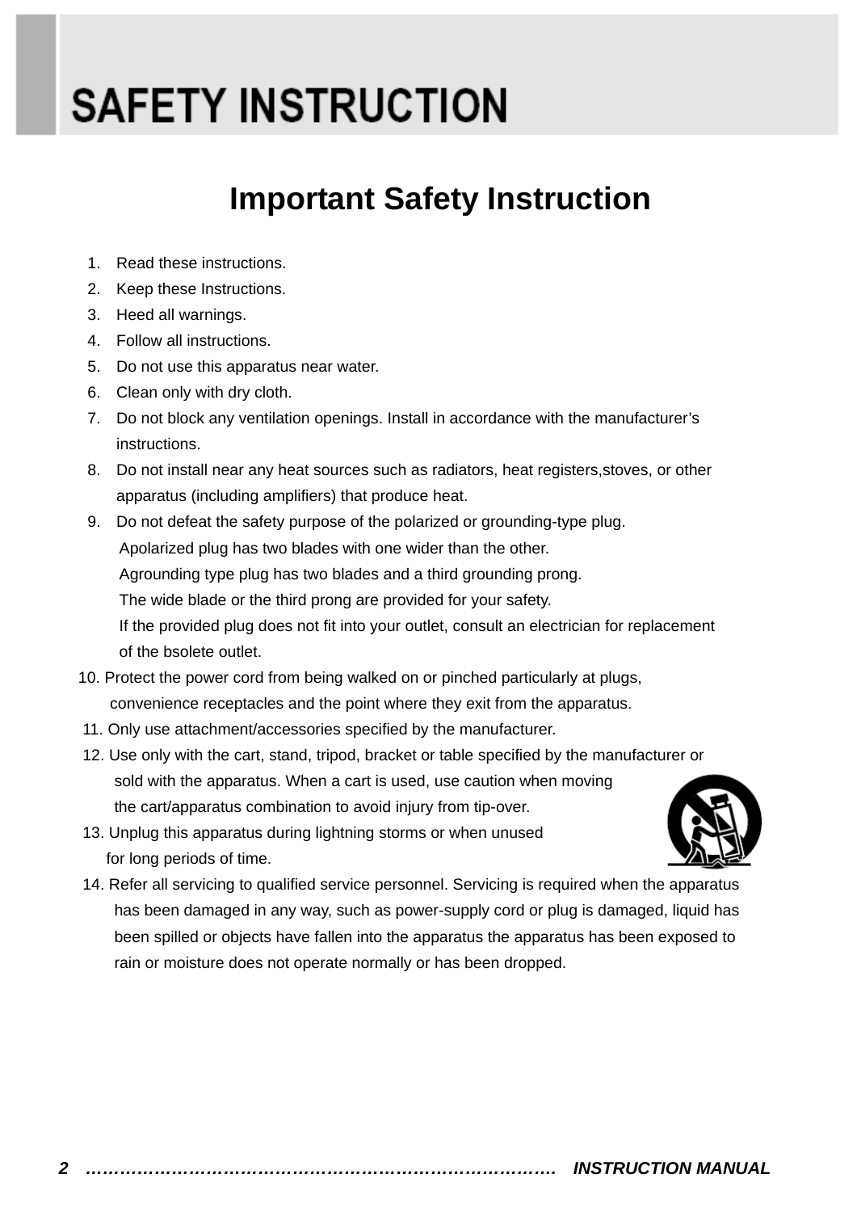# SAFETY INSTRUCTION

## Important Safety Instruction

1. Read these instructions.
2. Keep these Instructions.
3. Heed all warnings.
4. Follow all instructions.
5. Do not use this apparatus near water.
6. Clean only with dry cloth.
7. Do not block any ventilation openings. Install in accordance with the manufacturer's instructions.
8. Do not install near any heat sources such as radiators, heat registers,stoves, or other apparatus (including amplifiers) that produce heat.
9. Do not defeat the safety purpose of the polarized or grounding-type plug.
   Apolarized plug has two blades with one wider than the other.
   Agrounding type plug has two blades and a third grounding prong.
   The wide blade or the third prong are provided for your safety.
   If the provided plug does not fit into your outlet, consult an electrician for replacement of the bsolete outlet.
10. Protect the power cord from being walked on or pinched particularly at plugs, convenience receptacles and the point where they exit from the apparatus.
11. Only use attachment/accessories specified by the manufacturer.
12. Use only with the cart, stand, tripod, bracket or table specified by the manufacturer or sold with the apparatus. When a cart is used, use caution when moving the cart/apparatus combination to avoid injury from tip-over.
13. Unplug this apparatus during lightning storms or when unused for long periods of time.
14. Refer all servicing to qualified service personnel. Servicing is required when the apparatus has been damaged in any way, such as power-supply cord or plug is damaged, liquid has been spilled or objects have fallen into the apparatus the apparatus has been exposed to rain or moisture does not operate normally or has been dropped.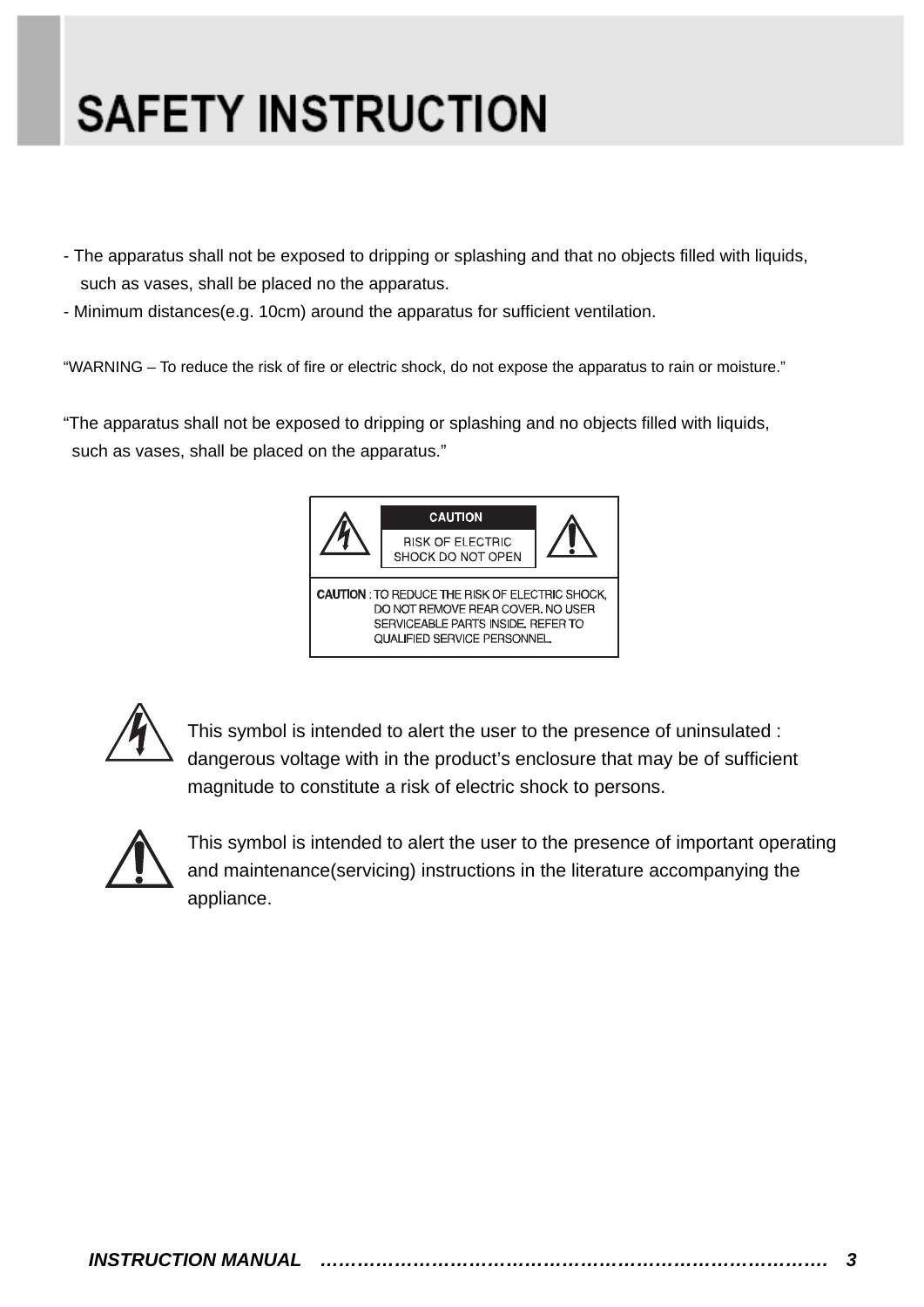# SAFETY INSTRUCTION

- The apparatus shall not be exposed to dripping or splashing and that no objects filled with liquids, such as vases, shall be placed no the apparatus.
- Minimum distances(e.g. 10cm) around the apparatus for sufficient ventilation.

“WARNING – To reduce the risk of fire or electric shock, do not expose the apparatus to rain or moisture.”

“The apparatus shall not be exposed to dripping or splashing and no objects filled with liquids, such as vases, shall be placed on the apparatus.”

**CAUTION**

RISK OF ELECTRIC SHOCK DO NOT OPEN

**CAUTION** : TO REDUCE THE RISK OF ELECTRIC SHOCK, DO NOT REMOVE REAR COVER. NO USER SERVICEABLE PARTS INSIDE. REFER TO QUALIFIED SERVICE PERSONNEL.

This symbol is intended to alert the user to the presence of uninsulated : dangerous voltage with in the product’s enclosure that may be of sufficient magnitude to constitute a risk of electric shock to persons.

This symbol is intended to alert the user to the presence of important operating and maintenance(servicing) instructions in the literature accompanying the appliance.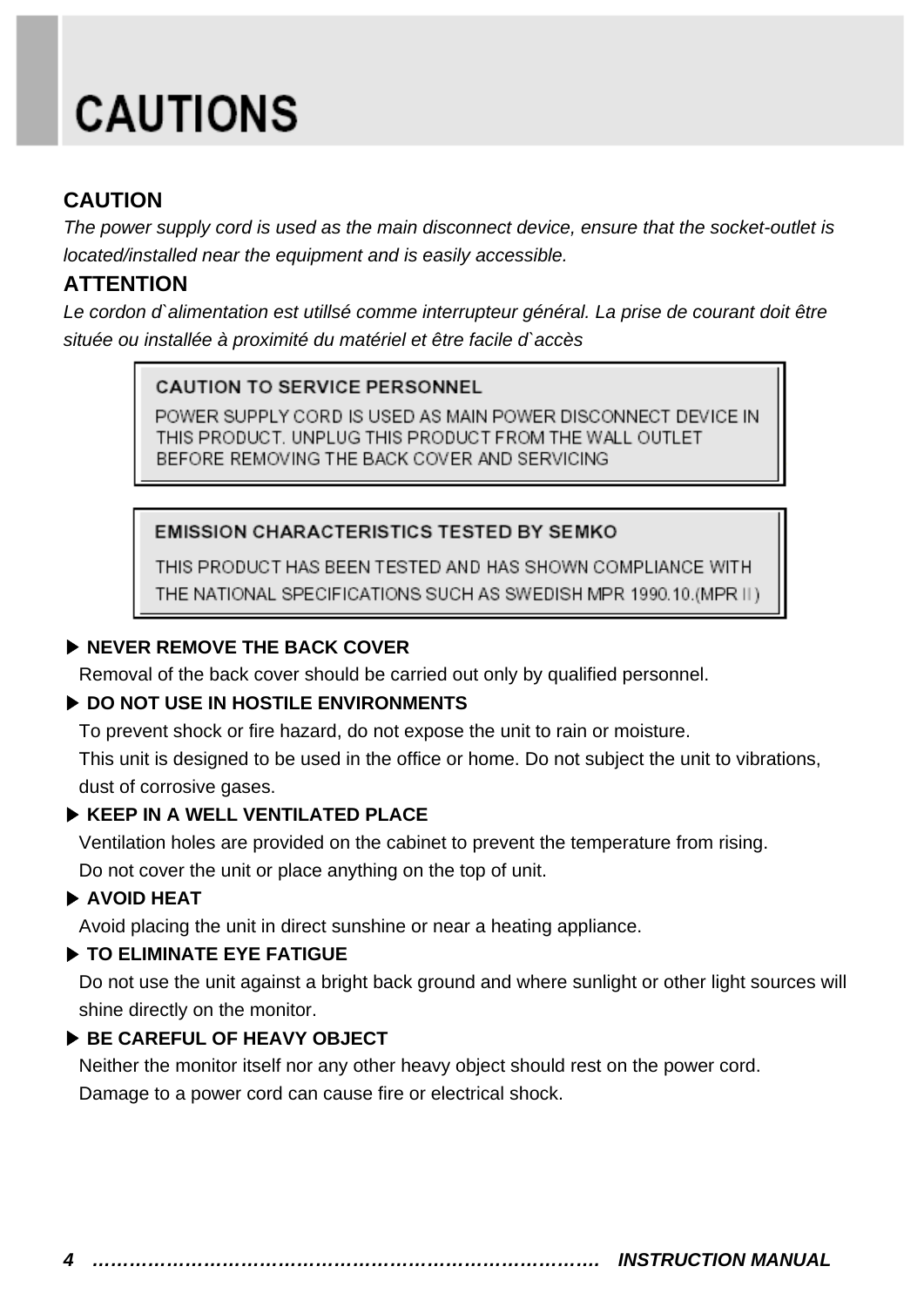# CAUTIONS

**CAUTION**

*The power supply cord is used as the main disconnect device, ensure that the socket-outlet is located/installed near the equipment and is easily accessible.*

**ATTENTION**

*Le cordon d`alimentation est utillsé comme interrupteur général. La prise de courant doit être située ou installée à proximité du matériel et être facile d`accès*

> **CAUTION TO SERVICE PERSONNEL**
>
> POWER SUPPLY CORD IS USED AS MAIN POWER DISCONNECT DEVICE IN THIS PRODUCT. UNPLUG THIS PRODUCT FROM THE WALL OUTLET BEFORE REMOVING THE BACK COVER AND SERVICING

> **EMISSION CHARACTERISTICS TESTED BY SEMKO**
>
> THIS PRODUCT HAS BEEN TESTED AND HAS SHOWN COMPLIANCE WITH THE NATIONAL SPECIFICATIONS SUCH AS SWEDISH MPR 1990.10.(MPR II)

▶ **NEVER REMOVE THE BACK COVER**

Removal of the back cover should be carried out only by qualified personnel.

▶ **DO NOT USE IN HOSTILE ENVIRONMENTS**

To prevent shock or fire hazard, do not expose the unit to rain or moisture.
This unit is designed to be used in the office or home. Do not subject the unit to vibrations, dust of corrosive gases.

▶ **KEEP IN A WELL VENTILATED PLACE**

Ventilation holes are provided on the cabinet to prevent the temperature from rising.
Do not cover the unit or place anything on the top of unit.

▶ **AVOID HEAT**

Avoid placing the unit in direct sunshine or near a heating appliance.

▶ **TO ELIMINATE EYE FATIGUE**

Do not use the unit against a bright back ground and where sunlight or other light sources will shine directly on the monitor.

▶ **BE CAREFUL OF HEAVY OBJECT**

Neither the monitor itself nor any other heavy object should rest on the power cord.
Damage to a power cord can cause fire or electrical shock.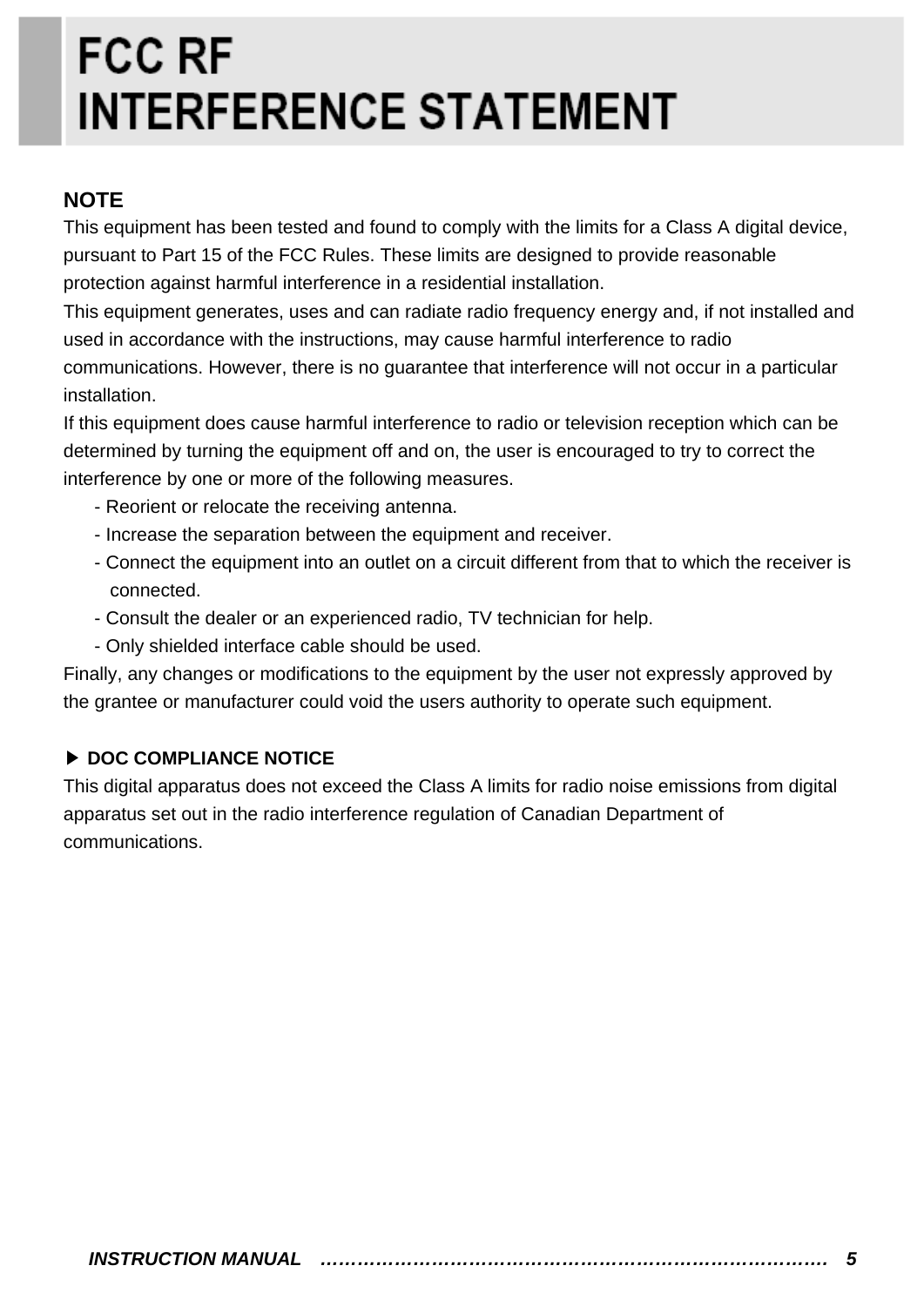# FCC RF INTERFERENCE STATEMENT

**NOTE**

This equipment has been tested and found to comply with the limits for a Class A digital device, pursuant to Part 15 of the FCC Rules. These limits are designed to provide reasonable protection against harmful interference in a residential installation.

This equipment generates, uses and can radiate radio frequency energy and, if not installed and used in accordance with the instructions, may cause harmful interference to radio communications. However, there is no guarantee that interference will not occur in a particular installation.

If this equipment does cause harmful interference to radio or television reception which can be determined by turning the equipment off and on, the user is encouraged to try to correct the interference by one or more of the following measures.

- Reorient or relocate the receiving antenna.
- Increase the separation between the equipment and receiver.
- Connect the equipment into an outlet on a circuit different from that to which the receiver is connected.
- Consult the dealer or an experienced radio, TV technician for help.
- Only shielded interface cable should be used.

Finally, any changes or modifications to the equipment by the user not expressly approved by the grantee or manufacturer could void the users authority to operate such equipment.

**▶ DOC COMPLIANCE NOTICE**

This digital apparatus does not exceed the Class A limits for radio noise emissions from digital apparatus set out in the radio interference regulation of Canadian Department of communications.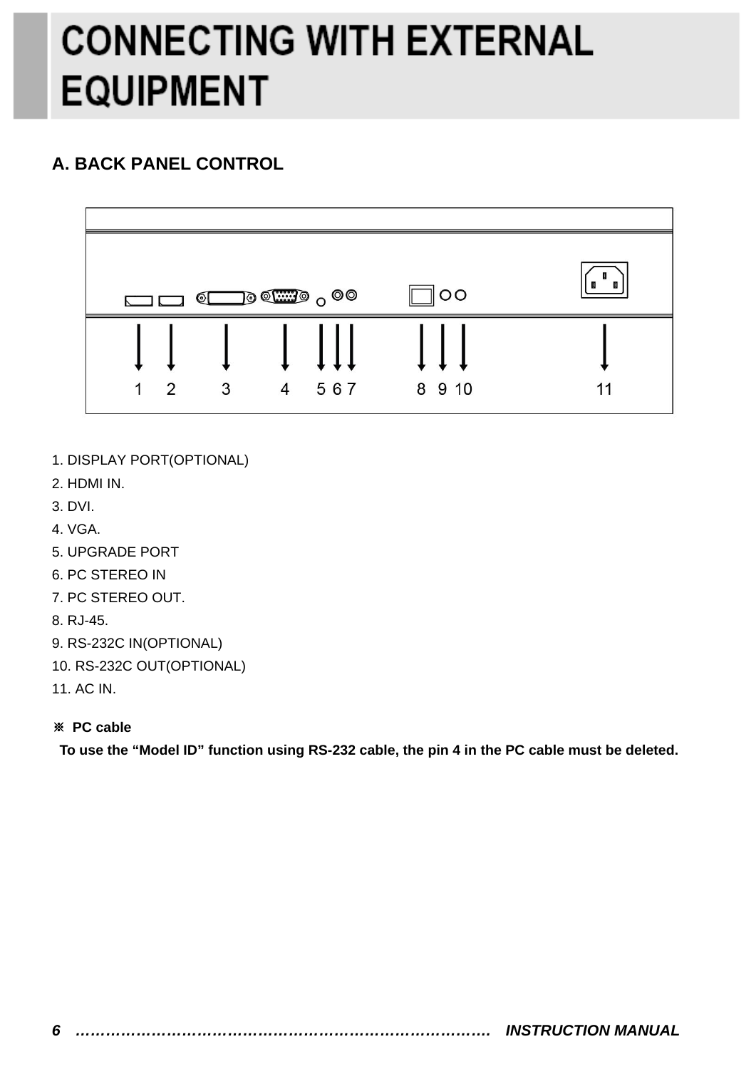# CONNECTING WITH EXTERNAL EQUIPMENT

## A. BACK PANEL CONTROL

1 2 3 4 5 6 7 8 9 10 11

1. DISPLAY PORT(OPTIONAL)
2. HDMI IN.
3. DVI.
4. VGA.
5. UPGRADE PORT
6. PC STEREO IN
7. PC STEREO OUT.
8. RJ-45.
9. RS-232C IN(OPTIONAL)
10. RS-232C OUT(OPTIONAL)
11. AC IN.

※ **PC cable**

**To use the "Model ID" function using RS-232 cable, the pin 4 in the PC cable must be deleted.**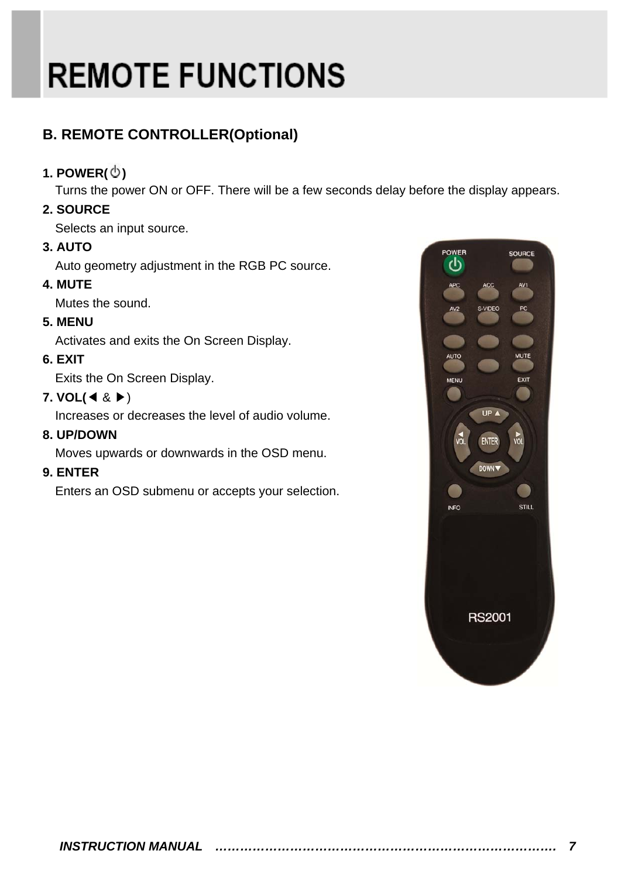# REMOTE FUNCTIONS

## B. REMOTE CONTROLLER(Optional)

**1. POWER(⏻)**

Turns the power ON or OFF. There will be a few seconds delay before the display appears.

**2. SOURCE**

Selects an input source.

**3. AUTO**

Auto geometry adjustment in the RGB PC source.

**4. MUTE**

Mutes the sound.

**5. MENU**

Activates and exits the On Screen Display.

**6. EXIT**

Exits the On Screen Display.

**7. VOL(◀ & ▶)**

Increases or decreases the level of audio volume.

**8. UP/DOWN**

Moves upwards or downwards in the OSD menu.

**9. ENTER**

Enters an OSD submenu or accepts your selection.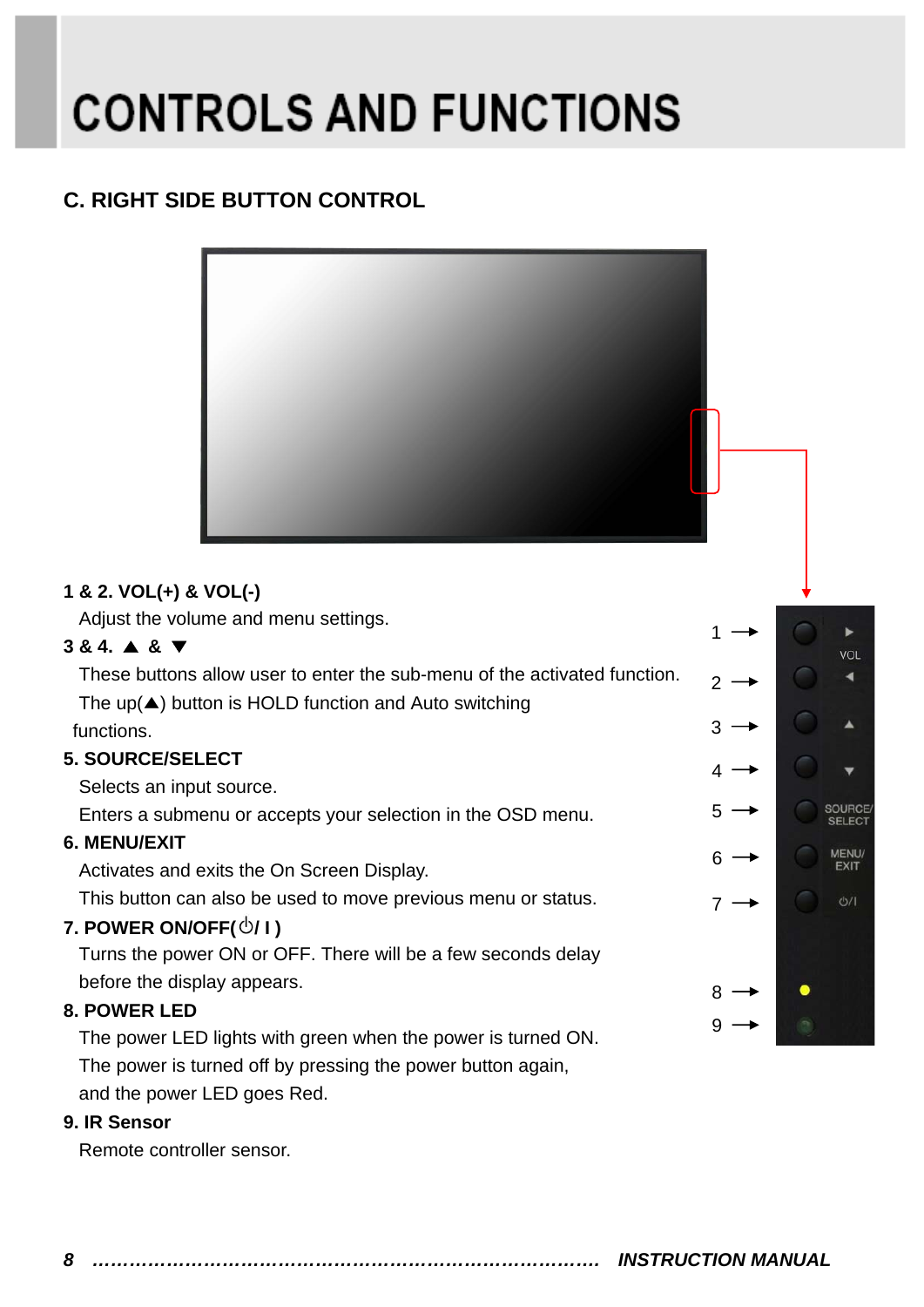# CONTROLS AND FUNCTIONS

## C. RIGHT SIDE BUTTON CONTROL

**1 & 2. VOL(+) & VOL(-)**

Adjust the volume and menu settings.

**3 & 4. ▲ & ▼**

These buttons allow user to enter the sub-menu of the activated function. The up(▲) button is HOLD function and Auto switching functions.

**5. SOURCE/SELECT**

Selects an input source.

Enters a submenu or accepts your selection in the OSD menu.

**6. MENU/EXIT**

Activates and exits the On Screen Display.

This button can also be used to move previous menu or status.

**7. POWER ON/OFF(⏻/ I )**

Turns the power ON or OFF. There will be a few seconds delay before the display appears.

**8. POWER LED**

The power LED lights with green when the power is turned ON. The power is turned off by pressing the power button again, and the power LED goes Red.

**9. IR Sensor**

Remote controller sensor.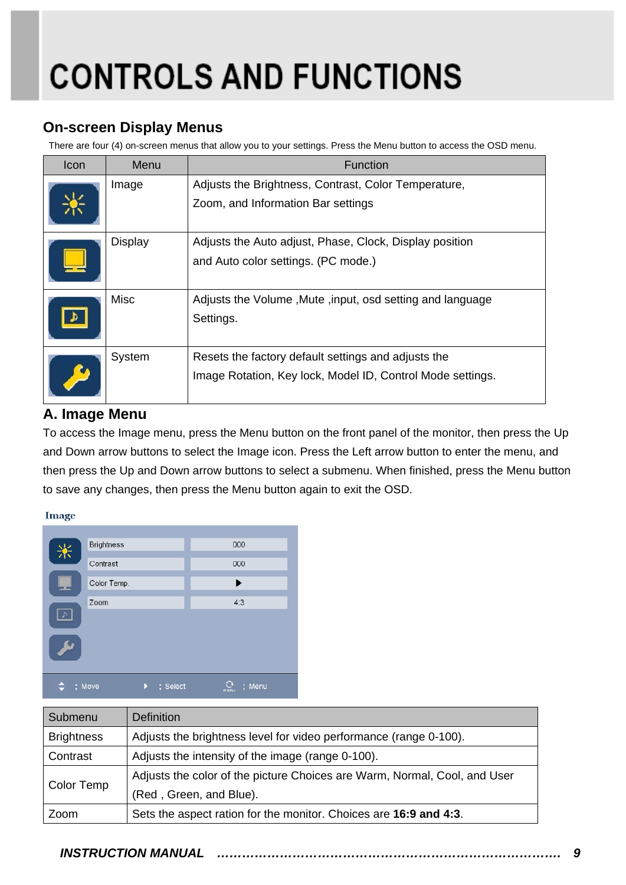# CONTROLS AND FUNCTIONS

## On-screen Display Menus

There are four (4) on-screen menus that allow you to your settings. Press the Menu button to access the OSD menu.

| Icon | Menu | Function |
|---|---|---|
| | Image | Adjusts the Brightness, Contrast, Color Temperature, Zoom, and Information Bar settings |
| | Display | Adjusts the Auto adjust, Phase, Clock, Display position and Auto color settings. (PC mode.) |
| | Misc | Adjusts the Volume ,Mute ,input, osd setting and language Settings. |
| | System | Resets the factory default settings and adjusts the Image Rotation, Key lock, Model ID, Control Mode settings. |

## A. Image Menu

To access the Image menu, press the Menu button on the front panel of the monitor, then press the Up and Down arrow buttons to select the Image icon. Press the Left arrow button to enter the menu, and then press the Up and Down arrow buttons to select a submenu. When finished, press the Menu button to save any changes, then press the Menu button again to exit the OSD.

Image

| Brightness | 000 |
|---|---|
| Contrast | 000 |
| Color Temp. | ▶ |
| Zoom | 4:3 |

: Move  : Select  : Menu

| Submenu | Definition |
|---|---|
| Brightness | Adjusts the brightness level for video performance (range 0-100). |
| Contrast | Adjusts the intensity of the image (range 0-100). |
| Color Temp | Adjusts the color of the picture Choices are Warm, Normal, Cool, and User (Red , Green, and Blue). |
| Zoom | Sets the aspect ration for the monitor. Choices are **16:9 and 4:3**. |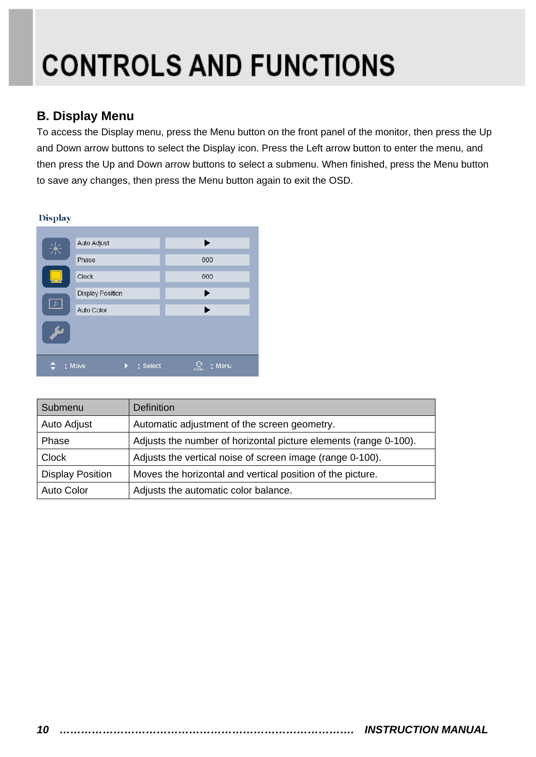# CONTROLS AND FUNCTIONS

## B. Display Menu

To access the Display menu, press the Menu button on the front panel of the monitor, then press the Up and Down arrow buttons to select the Display icon. Press the Left arrow button to enter the menu, and then press the Up and Down arrow buttons to select a submenu. When finished, press the Menu button to save any changes, then press the Menu button again to exit the OSD.

Display

| Submenu | Definition |
|---|---|
| Auto Adjust | Automatic adjustment of the screen geometry. |
| Phase | Adjusts the number of horizontal picture elements (range 0-100). |
| Clock | Adjusts the vertical noise of screen image (range 0-100). |
| Display Position | Moves the horizontal and vertical position of the picture. |
| Auto Color | Adjusts the automatic color balance. |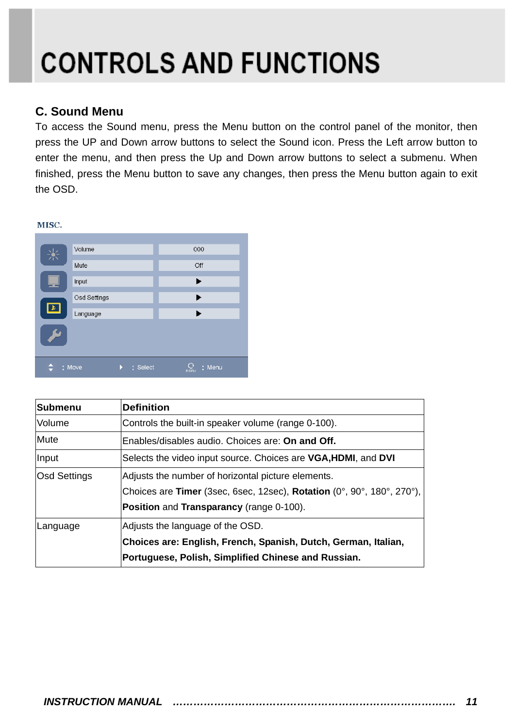# CONTROLS AND FUNCTIONS

## C. Sound Menu

To access the Sound menu, press the Menu button on the control panel of the monitor, then press the UP and Down arrow buttons to select the Sound icon. Press the Left arrow button to enter the menu, and then press the Up and Down arrow buttons to select a submenu. When finished, press the Menu button to save any changes, then press the Menu button again to exit the OSD.

MISC.

| Submenu | Definition |
|---|---|
| Volume | Controls the built-in speaker volume (range 0-100). |
| Mute | Enables/disables audio. Choices are: **On and Off.** |
| Input | Selects the video input source. Choices are **VGA,HDMI**, and **DVI** |
| Osd Settings | Adjusts the number of horizontal picture elements.<br>Choices are **Timer** (3sec, 6sec, 12sec), **Rotation** (0°, 90°, 180°, 270°), **Position** and **Transparancy** (range 0-100). |
| Language | Adjusts the language of the OSD.<br>**Choices are: English, French, Spanish, Dutch, German, Italian, Portuguese, Polish, Simplified Chinese and Russian.** |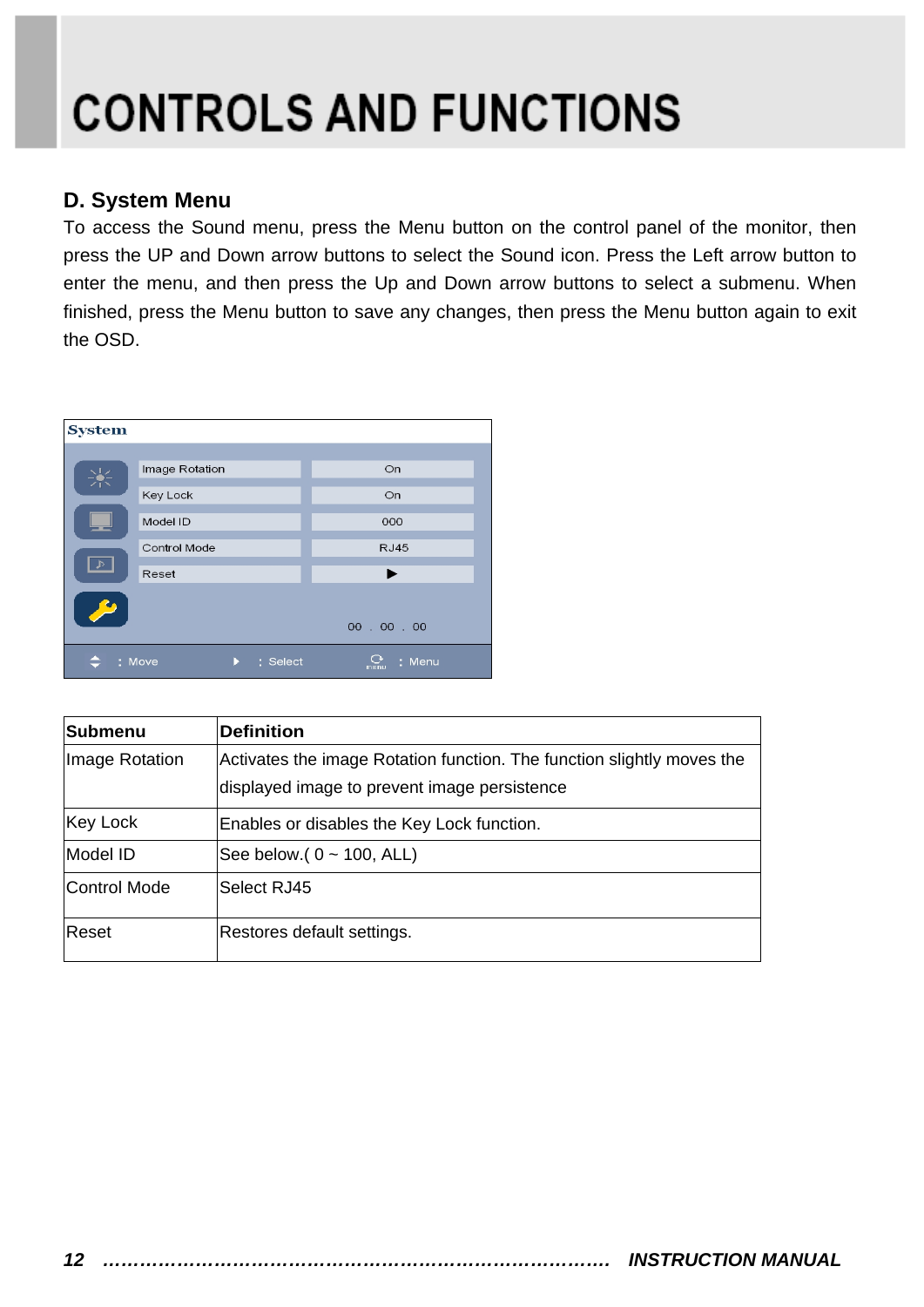# CONTROLS AND FUNCTIONS

## D. System Menu

To access the Sound menu, press the Menu button on the control panel of the monitor, then press the UP and Down arrow buttons to select the Sound icon. Press the Left arrow button to enter the menu, and then press the Up and Down arrow buttons to select a submenu. When finished, press the Menu button to save any changes, then press the Menu button again to exit the OSD.

| Submenu | Definition |
|---|---|
| Image Rotation | Activates the image Rotation function. The function slightly moves the displayed image to prevent image persistence |
| Key Lock | Enables or disables the Key Lock function. |
| Model ID | See below.( 0 ~ 100, ALL) |
| Control Mode | Select RJ45 |
| Reset | Restores default settings. |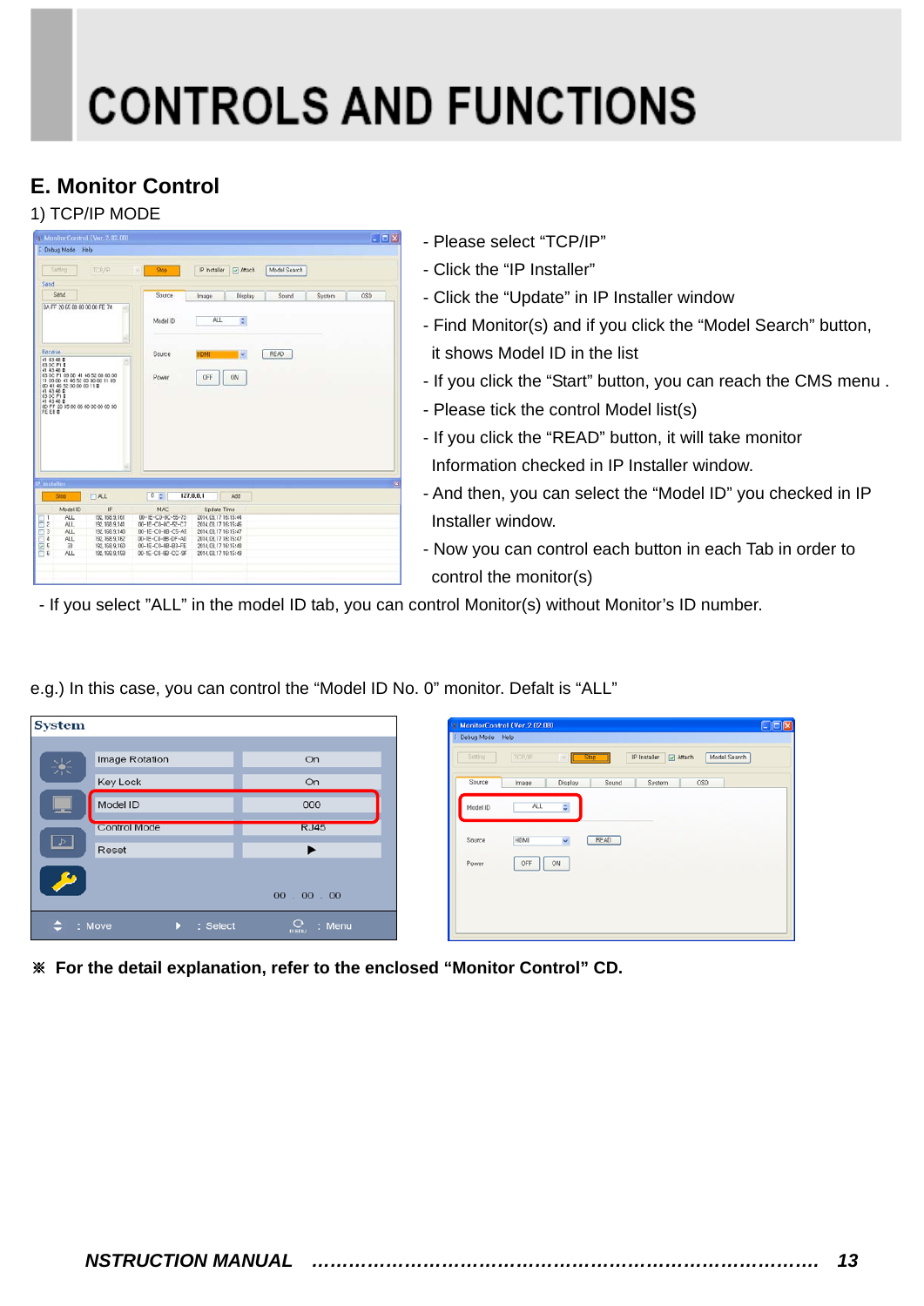# CONTROLS AND FUNCTIONS

## E. Monitor Control

1) TCP/IP MODE

- Please select “TCP/IP”
- Click the “IP Installer”
- Click the “Update” in IP Installer window
- Find Monitor(s) and if you click the “Model Search” button, it shows Model ID in the list
- If you click the “Start” button, you can reach the CMS menu .
- Please tick the control Model list(s)
- If you click the “READ” button, it will take monitor Information checked in IP Installer window.
- And then, you can select the “Model ID” you checked in IP Installer window.
- Now you can control each button in each Tab in order to control the monitor(s)
- If you select ”ALL” in the model ID tab, you can control Monitor(s) without Monitor’s ID number.

e.g.) In this case, you can control the “Model ID No. 0” monitor. Defalt is “ALL”

**※ For the detail explanation, refer to the enclosed “Monitor Control” CD.**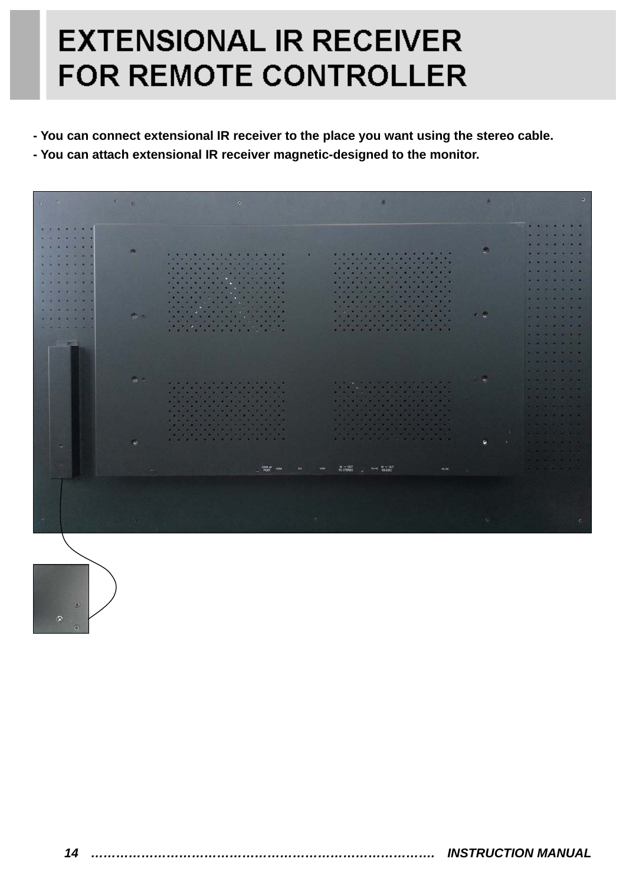# EXTENSIONAL IR RECEIVER FOR REMOTE CONTROLLER

- **You can connect extensional IR receiver to the place you want using the stereo cable.**
- **You can attach extensional IR receiver magnetic-designed to the monitor.**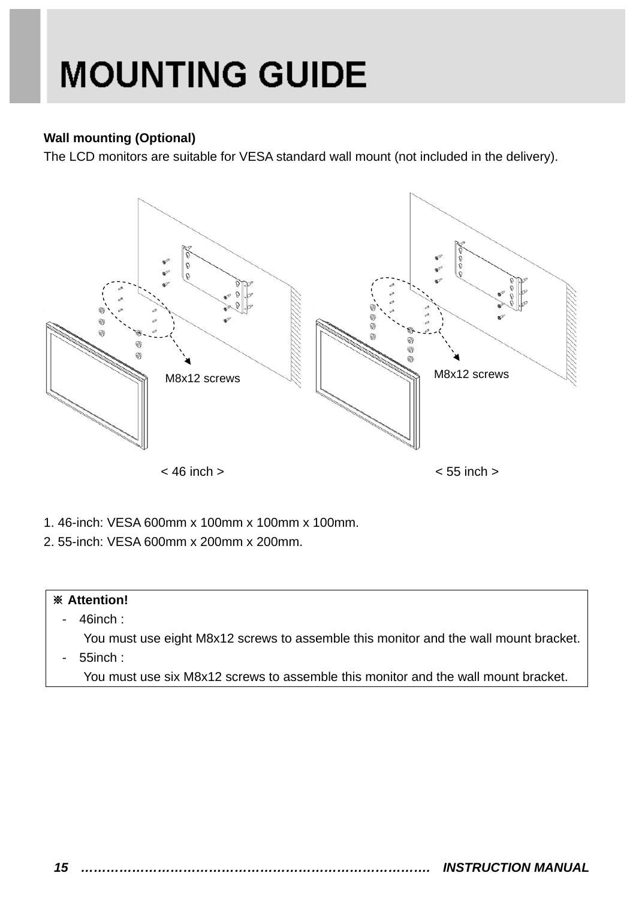# MOUNTING GUIDE

**Wall mounting (Optional)**

The LCD monitors are suitable for VESA standard wall mount (not included in the delivery).

M8x12 screws

M8x12 screws

< 46 inch >

< 55 inch >

1. 46-inch: VESA 600mm x 100mm x 100mm x 100mm.
2. 55-inch: VESA 600mm x 200mm x 200mm.

※ **Attention!**

- 46inch :
  You must use eight M8x12 screws to assemble this monitor and the wall mount bracket.
- 55inch :
  You must use six M8x12 screws to assemble this monitor and the wall mount bracket.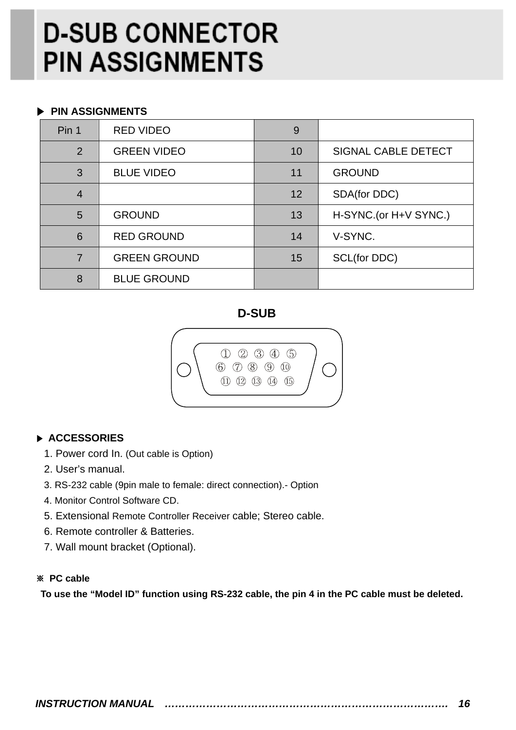# D-SUB CONNECTOR PIN ASSIGNMENTS

▶ **PIN ASSIGNMENTS**

| Pin 1 | RED VIDEO | 9 | |
|---|---|---|---|
| 2 | GREEN VIDEO | 10 | SIGNAL CABLE DETECT |
| 3 | BLUE VIDEO | 11 | GROUND |
| 4 | | 12 | SDA(for DDC) |
| 5 | GROUND | 13 | H-SYNC.(or H+V SYNC.) |
| 6 | RED GROUND | 14 | V-SYNC. |
| 7 | GREEN GROUND | 15 | SCL(for DDC) |
| 8 | BLUE GROUND | | |

**D-SUB**

① ② ③ ④ ⑤
⑥ ⑦ ⑧ ⑨ ⑩
⑪ ⑫ ⑬ ⑭ ⑮

▶ **ACCESSORIES**

1. Power cord In. (Out cable is Option)
2. User's manual.
3. RS-232 cable (9pin male to female: direct connection).- Option
4. Monitor Control Software CD.
5. Extensional Remote Controller Receiver cable; Stereo cable.
6. Remote controller & Batteries.
7. Wall mount bracket (Optional).

※ **PC cable**

**To use the "Model ID" function using RS-232 cable, the pin 4 in the PC cable must be deleted.**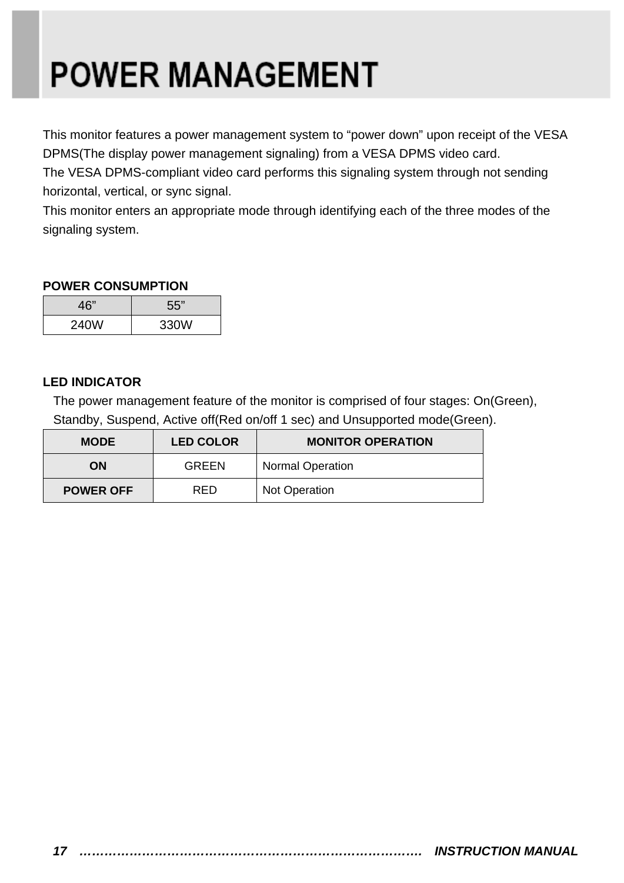# POWER MANAGEMENT

This monitor features a power management system to “power down” upon receipt of the VESA DPMS(The display power management signaling) from a VESA DPMS video card.
The VESA DPMS-compliant video card performs this signaling system through not sending horizontal, vertical, or sync signal.
This monitor enters an appropriate mode through identifying each of the three modes of the signaling system.

**POWER CONSUMPTION**

| 46” | 55” |
|---|---|
| 240W | 330W |

**LED INDICATOR**

The power management feature of the monitor is comprised of four stages: On(Green), Standby, Suspend, Active off(Red on/off 1 sec) and Unsupported mode(Green).

| MODE | LED COLOR | MONITOR OPERATION |
|---|---|---|
| **ON** | GREEN | Normal Operation |
| **POWER OFF** | RED | Not Operation |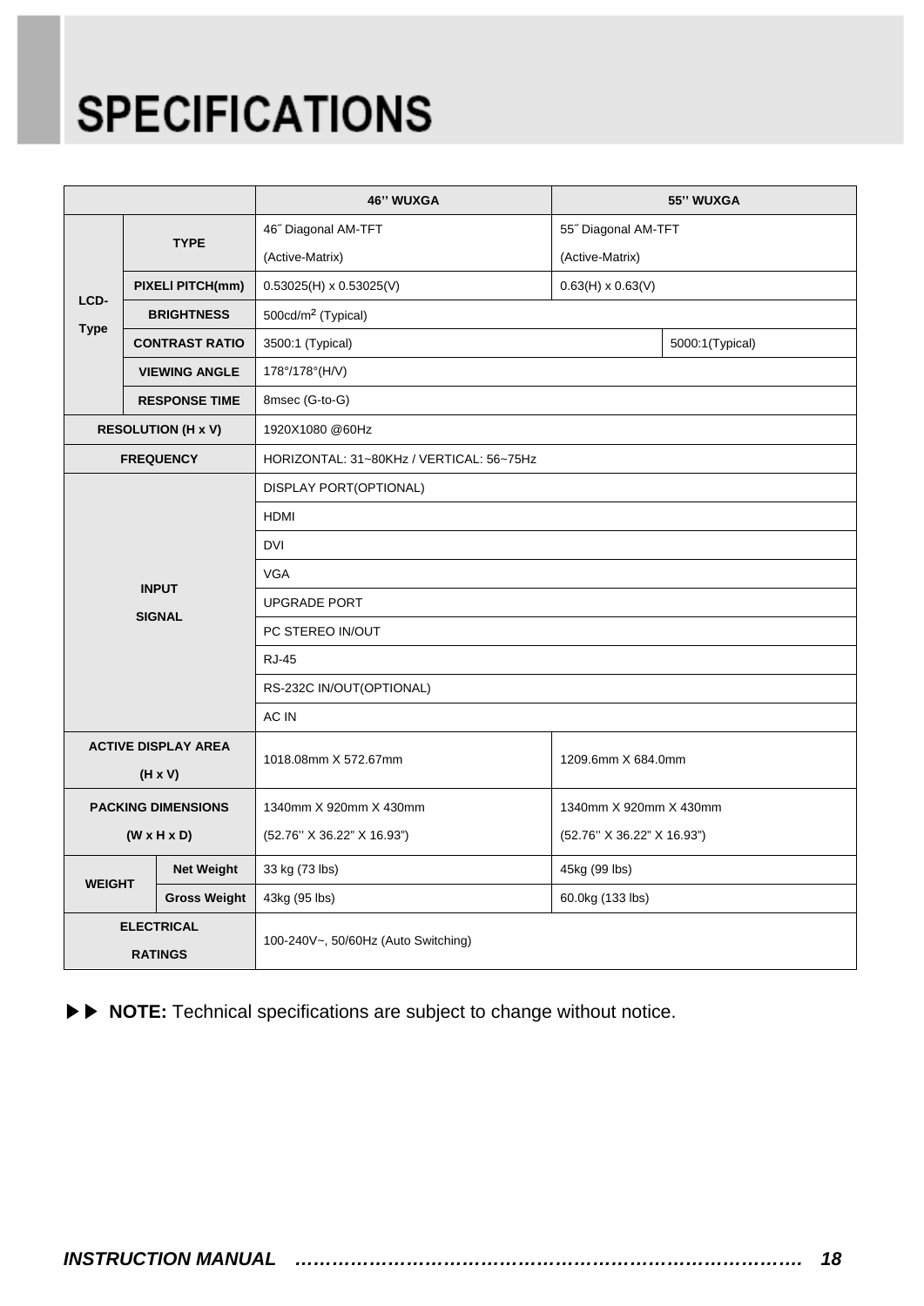# SPECIFICATIONS

| | | 46'' WUXGA | 55'' WUXGA |
|---|---|---|---|
| LCD-Type | TYPE | 46˝ Diagonal AM-TFT (Active-Matrix) | 55˝ Diagonal AM-TFT (Active-Matrix) |
| | PIXELI PITCH(mm) | 0.53025(H) x 0.53025(V) | 0.63(H) x 0.63(V) |
| | BRIGHTNESS | 500cd/m$^2$ (Typical) | |
| | CONTRAST RATIO | 3500:1 (Typical) | 5000:1(Typical) |
| | VIEWING ANGLE | 178°/178°(H/V) | |
| | RESPONSE TIME | 8msec (G-to-G) | |
| RESOLUTION (H x V) | | 1920X1080 @60Hz | |
| FREQUENCY | | HORIZONTAL: 31~80KHz / VERTICAL: 56~75Hz | |
| INPUT SIGNAL | | DISPLAY PORT(OPTIONAL) | |
| | | HDMI | |
| | | DVI | |
| | | VGA | |
| | | UPGRADE PORT | |
| | | PC STEREO IN/OUT | |
| | | RJ-45 | |
| | | RS-232C IN/OUT(OPTIONAL) | |
| | | AC IN | |
| ACTIVE DISPLAY AREA (H x V) | | 1018.08mm X 572.67mm | 1209.6mm X 684.0mm |
| PACKING DIMENSIONS (W x H x D) | | 1340mm X 920mm X 430mm (52.76'' X 36.22" X 16.93") | 1340mm X 920mm X 430mm (52.76'' X 36.22" X 16.93") |
| WEIGHT | Net Weight | 33 kg (73 lbs) | 45kg (99 lbs) |
| | Gross Weight | 43kg (95 lbs) | 60.0kg (133 lbs) |
| ELECTRICAL RATINGS | | 100-240V~, 50/60Hz (Auto Switching) | |

▶▶ **NOTE:** Technical specifications are subject to change without notice.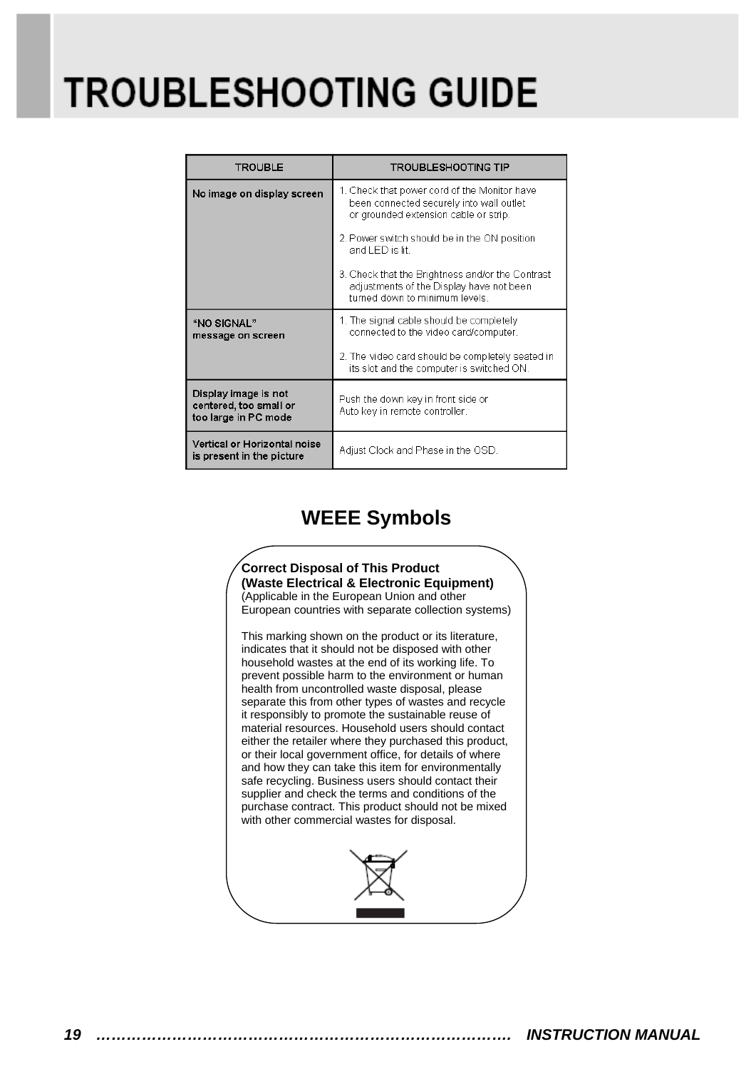# TROUBLESHOOTING GUIDE

| TROUBLE | TROUBLESHOOTING TIP |
|---|---|
| No image on display screen | 1. Check that power cord of the Monitor have been connected securely into wall outlet or grounded extension cable or strip.<br>2. Power switch should be in the ON position and LED is lit.<br>3. Check that the Brightness and/or the Contrast adjustments of the Display have not been turned down to minimum levels. |
| "NO SIGNAL" message on screen | 1. The signal cable should be completely connected to the video card/computer.<br>2. The video card should be completely seated in its slot and the computer is switched ON. |
| Display image is not centered, too small or too large in PC mode | Push the down key in front side or Auto key in remote controller. |
| Vertical or Horizontal noise is present in the picture | Adjust Clock and Phase in the OSD. |

## WEEE Symbols

**Correct Disposal of This Product**
**(Waste Electrical & Electronic Equipment)**
(Applicable in the European Union and other European countries with separate collection systems)

This marking shown on the product or its literature, indicates that it should not be disposed with other household wastes at the end of its working life. To prevent possible harm to the environment or human health from uncontrolled waste disposal, please separate this from other types of wastes and recycle it responsibly to promote the sustainable reuse of material resources. Household users should contact either the retailer where they purchased this product, or their local government office, for details of where and how they can take this item for environmentally safe recycling. Business users should contact their supplier and check the terms and conditions of the purchase contract. This product should not be mixed with other commercial wastes for disposal.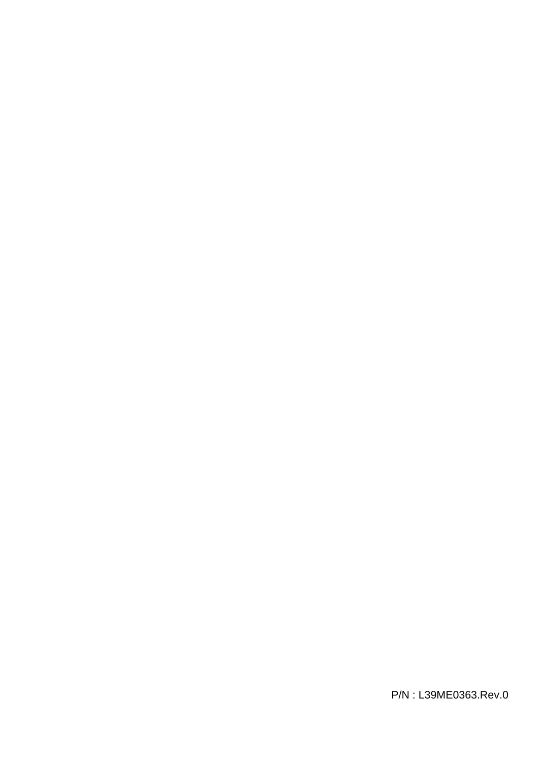P/N : L39ME0363.Rev.0